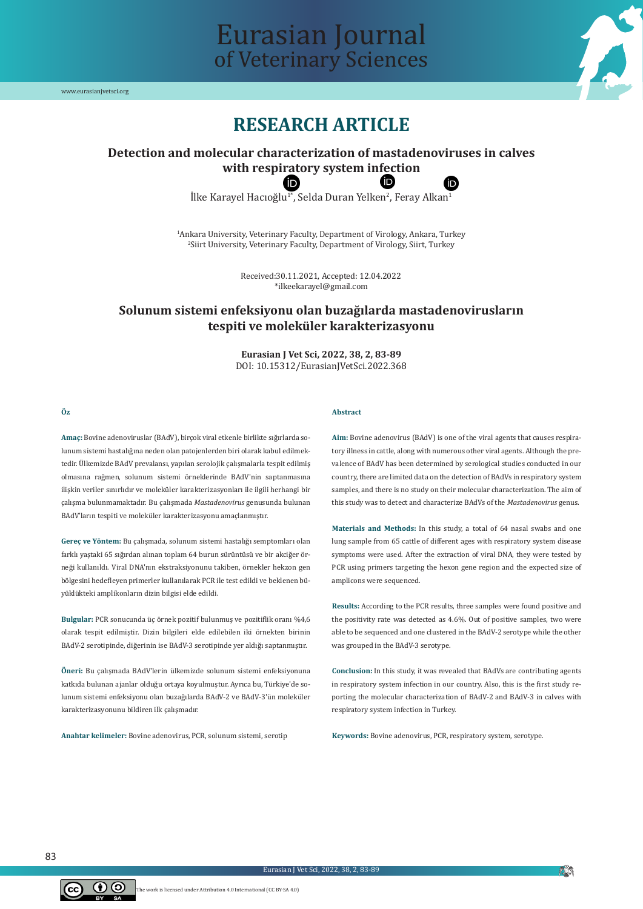# RESEARCH ARTICLE

## Detection and molecular characterization of mastadenoviruses in calves with respiratory system infection

İlke Karayel Hacıoğlu[1*], Selda Duran Yelken[2], Feray Alkan[1]

[1]Ankara University, Veterinary Faculty, Department of Virology, Ankara, Turkey
[2]Siirt University, Veterinary Faculty, Department of Virology, Siirt, Turkey

Received:30.11.2021, Accepted: 12.04.2022
*ilkeekarayel@gmail.com

## Solunum sistemi enfeksiyonu olan buzağılarda mastadenovirusların tespiti ve moleküler karakterizasyonu

**Eurasian J Vet Sci, 2022, 38, 2, 83-89**
DOI: 10.15312/EurasianJVetSci.2022.368

### Öz

**Amaç:** Bovine adenoviruslar (BAdV), birçok viral etkenle birlikte sığırlarda solunum sistemi hastalığına neden olan patojenlerden biri olarak kabul edilmektedir. Ülkemizde BAdV prevalansı, yapılan serolojik çalışmalarla tespit edilmiş olmasına rağmen, solunum sistemi örneklerinde BAdV'nin saptanmasına ilişkin veriler sınırlıdır ve moleküler karakterizasyonları ile ilgili herhangi bir çalışma bulunmamaktadır. Bu çalışmada *Mastadenovirus* genusunda bulunan BAdV'ların tespiti ve moleküler karakterizasyonu amaçlanmıştır.

**Gereç ve Yöntem:** Bu çalışmada, solunum sistemi hastalığı semptomları olan farklı yaştaki 65 sığırdan alınan toplam 64 burun sürüntüsü ve bir akciğer örneği kullanıldı. Viral DNA'nın ekstraksiyonunu takiben, örnekler hekzon gen bölgesini hedefleyen primerler kullanılarak PCR ile test edildi ve beklenen büyüklükteki amplikonların dizin bilgisi elde edildi.

**Bulgular:** PCR sonucunda üç örnek pozitif bulunmuş ve pozitiflik oranı %4,6 olarak tespit edilmiştir. Dizin bilgileri elde edilebilen iki örnekten birinin BAdV-2 serotipinde, diğerinin ise BAdV-3 serotipinde yer aldığı saptanmıştır.

**Öneri:** Bu çalışmada BAdV'lerin ülkemizde solunum sistemi enfeksiyonuna katkıda bulunan ajanlar olduğu ortaya koyulmuştur. Ayrıca bu, Türkiye'de solunum sistemi enfeksiyonu olan buzağılarda BAdV-2 ve BAdV-3'ün moleküler karakterizasyonunu bildiren ilk çalışmadır.

**Anahtar kelimeler:** Bovine adenovirus, PCR, solunum sistemi, serotip

### Abstract

**Aim:** Bovine adenovirus (BAdV) is one of the viral agents that causes respiratory illness in cattle, along with numerous other viral agents. Although the prevalence of BAdV has been determined by serological studies conducted in our country, there are limited data on the detection of BAdVs in respiratory system samples, and there is no study on their molecular characterization. The aim of this study was to detect and characterize BAdVs of the *Mastadenovirus* genus.

**Materials and Methods:** In this study, a total of 64 nasal swabs and one lung sample from 65 cattle of different ages with respiratory system disease symptoms were used. After the extraction of viral DNA, they were tested by PCR using primers targeting the hexon gene region and the expected size of amplicons were sequenced.

**Results:** According to the PCR results, three samples were found positive and the positivity rate was detected as 4.6%. Out of positive samples, two were able to be sequenced and one clustered in the BAdV-2 serotype while the other was grouped in the BAdV-3 serotype.

**Conclusion:** In this study, it was revealed that BAdVs are contributing agents in respiratory system infection in our country. Also, this is the first study reporting the molecular characterization of BAdV-2 and BAdV-3 in calves with respiratory system infection in Turkey.

**Keywords:** Bovine adenovirus, PCR, respiratory system, serotype.

The work is licensed under Attribution 4.0 International (CC BY-SA 4.0)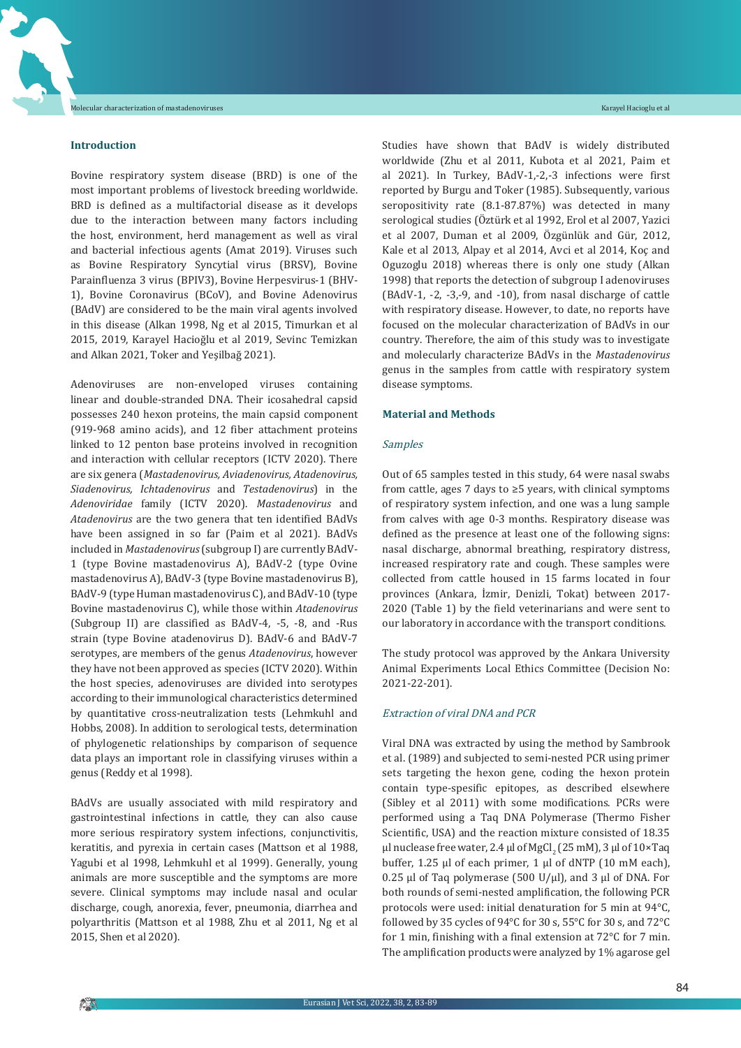## Introduction

Bovine respiratory system disease (BRD) is one of the most important problems of livestock breeding worldwide. BRD is defined as a multifactorial disease as it develops due to the interaction between many factors including the host, environment, herd management as well as viral and bacterial infectious agents (Amat 2019). Viruses such as Bovine Respiratory Syncytial virus (BRSV), Bovine Parainfluenza 3 virus (BPIV3), Bovine Herpesvirus-1 (BHV-1), Bovine Coronavirus (BCoV), and Bovine Adenovirus (BAdV) are considered to be the main viral agents involved in this disease (Alkan 1998, Ng et al 2015, Timurkan et al 2015, 2019, Karayel Hacioğlu et al 2019, Sevinc Temizkan and Alkan 2021, Toker and Yeşilbağ 2021).

Adenoviruses are non-enveloped viruses containing linear and double-stranded DNA. Their icosahedral capsid possesses 240 hexon proteins, the main capsid component (919-968 amino acids), and 12 fiber attachment proteins linked to 12 penton base proteins involved in recognition and interaction with cellular receptors (ICTV 2020). There are six genera (*Mastadenovirus, Aviadenovirus, Atadenovirus, Siadenovirus, Ichtadenovirus* and *Testadenovirus*) in the *Adenoviridae* family (ICTV 2020). *Mastadenovirus* and *Atadenovirus* are the two genera that ten identified BAdVs have been assigned in so far (Paim et al 2021). BAdVs included in *Mastadenovirus* (subgroup I) are currently BAdV-1 (type Bovine mastadenovirus A), BAdV-2 (type Ovine mastadenovirus A), BAdV-3 (type Bovine mastadenovirus B), BAdV-9 (type Human mastadenovirus C), and BAdV-10 (type Bovine mastadenovirus C), while those within *Atadenovirus* (Subgroup II) are classified as BAdV-4, -5, -8, and -Rus strain (type Bovine atadenovirus D). BAdV-6 and BAdV-7 serotypes, are members of the genus *Atadenovirus*, however they have not been approved as species (ICTV 2020). Within the host species, adenoviruses are divided into serotypes according to their immunological characteristics determined by quantitative cross-neutralization tests (Lehmkuhl and Hobbs, 2008). In addition to serological tests, determination of phylogenetic relationships by comparison of sequence data plays an important role in classifying viruses within a genus (Reddy et al 1998).

BAdVs are usually associated with mild respiratory and gastrointestinal infections in cattle, they can also cause more serious respiratory system infections, conjunctivitis, keratitis, and pyrexia in certain cases (Mattson et al 1988, Yagubi et al 1998, Lehmkuhl et al 1999). Generally, young animals are more susceptible and the symptoms are more severe. Clinical symptoms may include nasal and ocular discharge, cough, anorexia, fever, pneumonia, diarrhea and polyarthritis (Mattson et al 1988, Zhu et al 2011, Ng et al 2015, Shen et al 2020).

Studies have shown that BAdV is widely distributed worldwide (Zhu et al 2011, Kubota et al 2021, Paim et al 2021). In Turkey, BAdV-1,-2,-3 infections were first reported by Burgu and Toker (1985). Subsequently, various seropositivity rate (8.1-87.87%) was detected in many serological studies (Öztürk et al 1992, Erol et al 2007, Yazici et al 2007, Duman et al 2009, Özgünlük and Gür, 2012, Kale et al 2013, Alpay et al 2014, Avci et al 2014, Koç and Oguzoglu 2018) whereas there is only one study (Alkan 1998) that reports the detection of subgroup I adenoviruses (BAdV-1, -2, -3,-9, and -10), from nasal discharge of cattle with respiratory disease. However, to date, no reports have focused on the molecular characterization of BAdVs in our country. Therefore, the aim of this study was to investigate and molecularly characterize BAdVs in the *Mastadenovirus* genus in the samples from cattle with respiratory system disease symptoms.

## Material and Methods

### *Samples*

Out of 65 samples tested in this study, 64 were nasal swabs from cattle, ages 7 days to ≥5 years, with clinical symptoms of respiratory system infection, and one was a lung sample from calves with age 0-3 months. Respiratory disease was defined as the presence at least one of the following signs: nasal discharge, abnormal breathing, respiratory distress, increased respiratory rate and cough. These samples were collected from cattle housed in 15 farms located in four provinces (Ankara, İzmir, Denizli, Tokat) between 2017-2020 (Table 1) by the field veterinarians and were sent to our laboratory in accordance with the transport conditions.

The study protocol was approved by the Ankara University Animal Experiments Local Ethics Committee (Decision No: 2021-22-201).

### *Extraction of viral DNA and PCR*

Viral DNA was extracted by using the method by Sambrook et al. (1989) and subjected to semi-nested PCR using primer sets targeting the hexon gene, coding the hexon protein contain type-spesific epitopes, as described elsewhere (Sibley et al 2011) with some modifications. PCRs were performed using a Taq DNA Polymerase (Thermo Fisher Scientific, USA) and the reaction mixture consisted of 18.35 µl nuclease free water, 2.4 µl of $MgCl_2$ (25 mM), 3 µl of 10×Taq buffer, 1.25 µl of each primer, 1 µl of dNTP (10 mM each), 0.25 µl of Taq polymerase (500 U/µl), and 3 µl of DNA. For both rounds of semi-nested amplification, the following PCR protocols were used: initial denaturation for 5 min at 94°C, followed by 35 cycles of 94°C for 30 s, 55°C for 30 s, and 72°C for 1 min, finishing with a final extension at 72°C for 7 min. The amplification products were analyzed by 1% agarose gel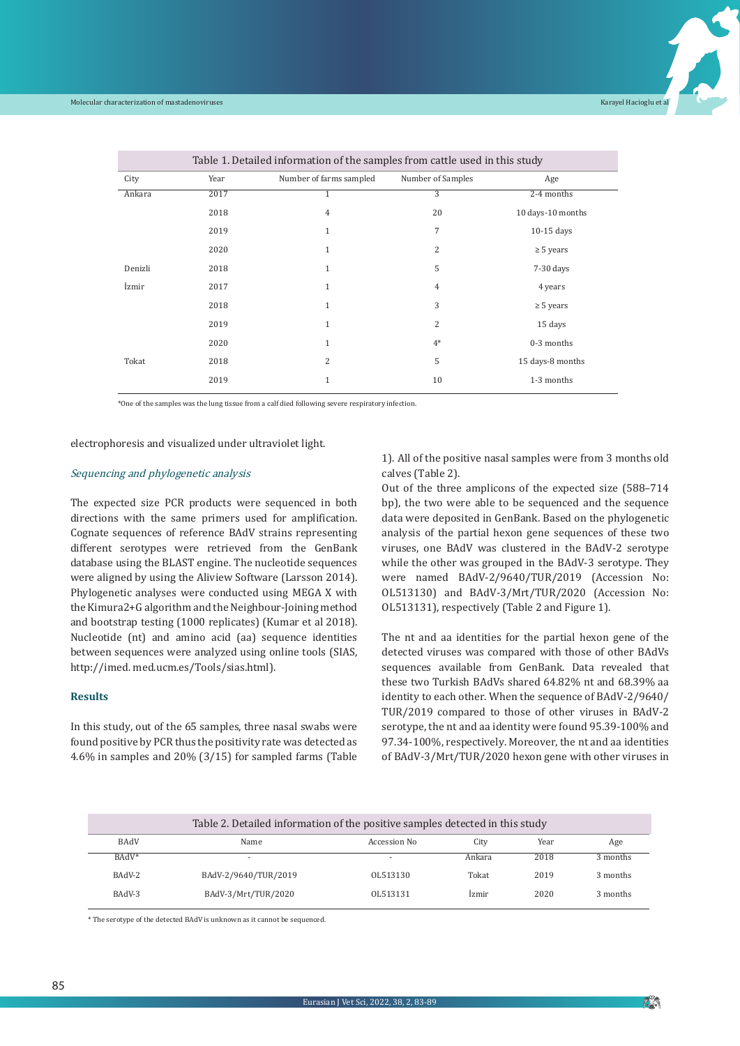Table 1. Detailed information of the samples from cattle used in this study

| City | Year | Number of farms sampled | Number of Samples | Age |
|---|---|---|---|---|
| Ankara | 2017 | 1 | 3 | 2-4 months |
| | 2018 | 4 | 20 | 10 days-10 months |
| | 2019 | 1 | 7 | 10-15 days |
| | 2020 | 1 | 2 | ≥ 5 years |
| Denizli | 2018 | 1 | 5 | 7-30 days |
| İzmir | 2017 | 1 | 4 | 4 years |
| | 2018 | 1 | 3 | ≥ 5 years |
| | 2019 | 1 | 2 | 15 days |
| | 2020 | 1 | 4* | 0-3 months |
| Tokat | 2018 | 2 | 5 | 15 days-8 months |
| | 2019 | 1 | 10 | 1-3 months |

*One of the samples was the lung tissue from a calf died following severe respiratory infection.

electrophoresis and visualized under ultraviolet light.

*Sequencing and phylogenetic analysis*

The expected size PCR products were sequenced in both directions with the same primers used for amplification. Cognate sequences of reference BAdV strains representing different serotypes were retrieved from the GenBank database using the BLAST engine. The nucleotide sequences were aligned by using the Aliview Software (Larsson 2014). Phylogenetic analyses were conducted using MEGA X with the Kimura2+G algorithm and the Neighbour-Joining method and bootstrap testing (1000 replicates) (Kumar et al 2018). Nucleotide (nt) and amino acid (aa) sequence identities between sequences were analyzed using online tools (SIAS, http://imed. med.ucm.es/Tools/sias.html).

## Results

In this study, out of the 65 samples, three nasal swabs were found positive by PCR thus the positivity rate was detected as 4.6% in samples and 20% (3/15) for sampled farms (Table 1). All of the positive nasal samples were from 3 months old calves (Table 2).

Out of the three amplicons of the expected size (588–714 bp), the two were able to be sequenced and the sequence data were deposited in GenBank. Based on the phylogenetic analysis of the partial hexon gene sequences of these two viruses, one BAdV was clustered in the BAdV-2 serotype while the other was grouped in the BAdV-3 serotype. They were named BAdV-2/9640/TUR/2019 (Accession No: OL513130) and BAdV-3/Mrt/TUR/2020 (Accession No: OL513131), respectively (Table 2 and Figure 1).

The nt and aa identities for the partial hexon gene of the detected viruses was compared with those of other BAdVs sequences available from GenBank. Data revealed that these two Turkish BAdVs shared 64.82% nt and 68.39% aa identity to each other. When the sequence of BAdV-2/9640/TUR/2019 compared to those of other viruses in BAdV-2 serotype, the nt and aa identity were found 95.39-100% and 97.34-100%, respectively. Moreover, the nt and aa identities of BAdV-3/Mrt/TUR/2020 hexon gene with other viruses in

Table 2. Detailed information of the positive samples detected in this study

| BAdV | Name | Accession No | City | Year | Age |
|---|---|---|---|---|---|
| BAdV* | - | - | Ankara | 2018 | 3 months |
| BAdV-2 | BAdV-2/9640/TUR/2019 | OL513130 | Tokat | 2019 | 3 months |
| BAdV-3 | BAdV-3/Mrt/TUR/2020 | OL513131 | İzmir | 2020 | 3 months |

* The serotype of the detected BAdV is unknown as it cannot be sequenced.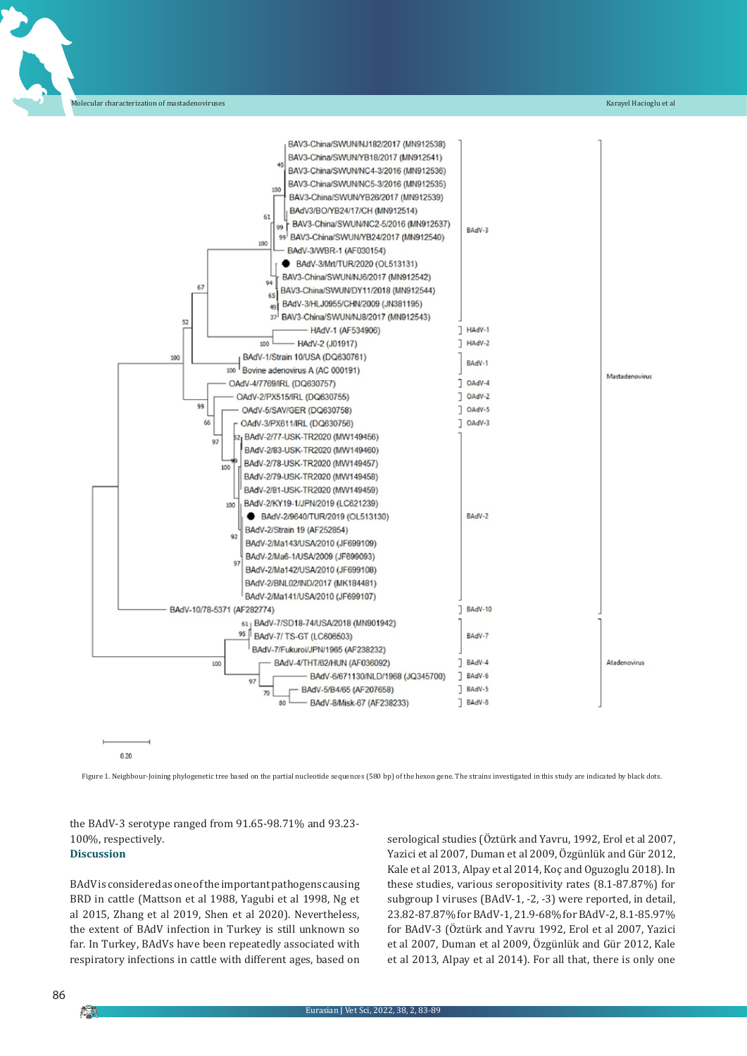Figure 1. Neighbour-Joining phylogenetic tree based on the partial nucleotide sequences (580 bp) of the hexon gene. The strains investigated in this study are indicated by black dots.

the BAdV-3 serotype ranged from 91.65-98.71% and 93.23-100%, respectively.

## Discussion

BAdV is considered as one of the important pathogens causing BRD in cattle (Mattson et al 1988, Yagubi et al 1998, Ng et al 2015, Zhang et al 2019, Shen et al 2020). Nevertheless, the extent of BAdV infection in Turkey is still unknown so far. In Turkey, BAdVs have been repeatedly associated with respiratory infections in cattle with different ages, based on serological studies (Öztürk and Yavru, 1992, Erol et al 2007, Yazici et al 2007, Duman et al 2009, Özgünlük and Gür 2012, Kale et al 2013, Alpay et al 2014, Koç and Oguzoglu 2018). In these studies, various seropositivity rates (8.1-87.87%) for subgroup I viruses (BAdV-1, -2, -3) were reported, in detail, 23.82-87.87% for BAdV-1, 21.9-68% for BAdV-2, 8.1-85.97% for BAdV-3 (Öztürk and Yavru 1992, Erol et al 2007, Yazici et al 2007, Duman et al 2009, Özgünlük and Gür 2012, Kale et al 2013, Alpay et al 2014). For all that, there is only one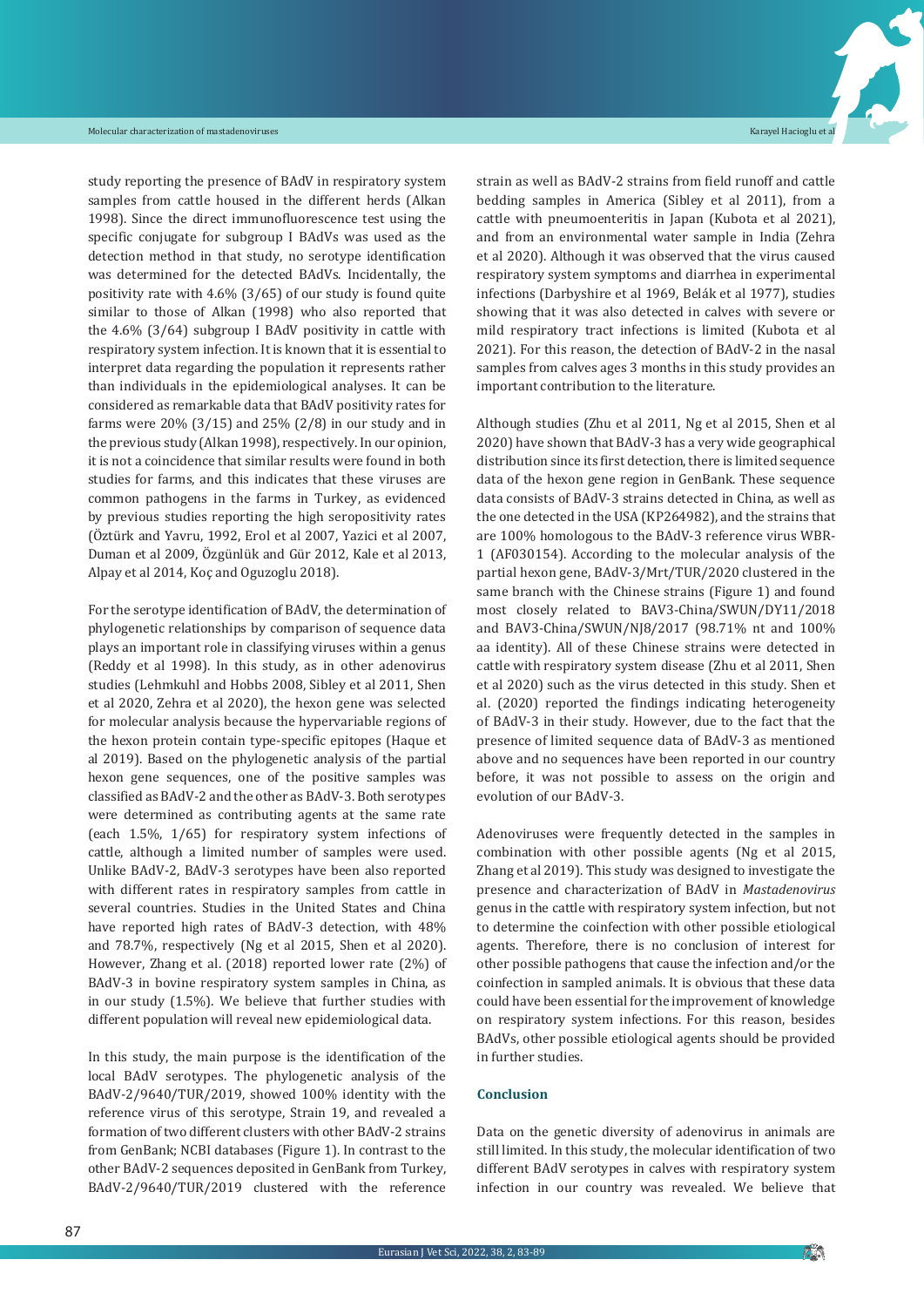study reporting the presence of BAdV in respiratory system samples from cattle housed in the different herds (Alkan 1998). Since the direct immunofluorescence test using the specific conjugate for subgroup I BAdVs was used as the detection method in that study, no serotype identification was determined for the detected BAdVs. Incidentally, the positivity rate with 4.6% (3/65) of our study is found quite similar to those of Alkan (1998) who also reported that the 4.6% (3/64) subgroup I BAdV positivity in cattle with respiratory system infection. It is known that it is essential to interpret data regarding the population it represents rather than individuals in the epidemiological analyses. It can be considered as remarkable data that BAdV positivity rates for farms were 20% (3/15) and 25% (2/8) in our study and in the previous study (Alkan 1998), respectively. In our opinion, it is not a coincidence that similar results were found in both studies for farms, and this indicates that these viruses are common pathogens in the farms in Turkey, as evidenced by previous studies reporting the high seropositivity rates (Öztürk and Yavru, 1992, Erol et al 2007, Yazici et al 2007, Duman et al 2009, Özgünlük and Gür 2012, Kale et al 2013, Alpay et al 2014, Koç and Oguzoglu 2018).

For the serotype identification of BAdV, the determination of phylogenetic relationships by comparison of sequence data plays an important role in classifying viruses within a genus (Reddy et al 1998). In this study, as in other adenovirus studies (Lehmkuhl and Hobbs 2008, Sibley et al 2011, Shen et al 2020, Zehra et al 2020), the hexon gene was selected for molecular analysis because the hypervariable regions of the hexon protein contain type-specific epitopes (Haque et al 2019). Based on the phylogenetic analysis of the partial hexon gene sequences, one of the positive samples was classified as BAdV-2 and the other as BAdV-3. Both serotypes were determined as contributing agents at the same rate (each 1.5%, 1/65) for respiratory system infections of cattle, although a limited number of samples were used. Unlike BAdV-2, BAdV-3 serotypes have been also reported with different rates in respiratory samples from cattle in several countries. Studies in the United States and China have reported high rates of BAdV-3 detection, with 48% and 78.7%, respectively (Ng et al 2015, Shen et al 2020). However, Zhang et al. (2018) reported lower rate (2%) of BAdV-3 in bovine respiratory system samples in China, as in our study (1.5%). We believe that further studies with different population will reveal new epidemiological data.

In this study, the main purpose is the identification of the local BAdV serotypes. The phylogenetic analysis of the BAdV-2/9640/TUR/2019, showed 100% identity with the reference virus of this serotype, Strain 19, and revealed a formation of two different clusters with other BAdV-2 strains from GenBank; NCBI databases (Figure 1). In contrast to the other BAdV-2 sequences deposited in GenBank from Turkey, BAdV-2/9640/TUR/2019 clustered with the reference strain as well as BAdV-2 strains from field runoff and cattle bedding samples in America (Sibley et al 2011), from a cattle with pneumoenteritis in Japan (Kubota et al 2021), and from an environmental water sample in India (Zehra et al 2020). Although it was observed that the virus caused respiratory system symptoms and diarrhea in experimental infections (Darbyshire et al 1969, Belák et al 1977), studies showing that it was also detected in calves with severe or mild respiratory tract infections is limited (Kubota et al 2021). For this reason, the detection of BAdV-2 in the nasal samples from calves ages 3 months in this study provides an important contribution to the literature.

Although studies (Zhu et al 2011, Ng et al 2015, Shen et al 2020) have shown that BAdV-3 has a very wide geographical distribution since its first detection, there is limited sequence data of the hexon gene region in GenBank. These sequence data consists of BAdV-3 strains detected in China, as well as the one detected in the USA (KP264982), and the strains that are 100% homologous to the BAdV-3 reference virus WBR-1 (AF030154). According to the molecular analysis of the partial hexon gene, BAdV-3/Mrt/TUR/2020 clustered in the same branch with the Chinese strains (Figure 1) and found most closely related to BAV3-China/SWUN/DY11/2018 and BAV3-China/SWUN/NJ8/2017 (98.71% nt and 100% aa identity). All of these Chinese strains were detected in cattle with respiratory system disease (Zhu et al 2011, Shen et al 2020) such as the virus detected in this study. Shen et al. (2020) reported the findings indicating heterogeneity of BAdV-3 in their study. However, due to the fact that the presence of limited sequence data of BAdV-3 as mentioned above and no sequences have been reported in our country before, it was not possible to assess on the origin and evolution of our BAdV-3.

Adenoviruses were frequently detected in the samples in combination with other possible agents (Ng et al 2015, Zhang et al 2019). This study was designed to investigate the presence and characterization of BAdV in *Mastadenovirus* genus in the cattle with respiratory system infection, but not to determine the coinfection with other possible etiological agents. Therefore, there is no conclusion of interest for other possible pathogens that cause the infection and/or the coinfection in sampled animals. It is obvious that these data could have been essential for the improvement of knowledge on respiratory system infections. For this reason, besides BAdVs, other possible etiological agents should be provided in further studies.

## Conclusion

Data on the genetic diversity of adenovirus in animals are still limited. In this study, the molecular identification of two different BAdV serotypes in calves with respiratory system infection in our country was revealed. We believe that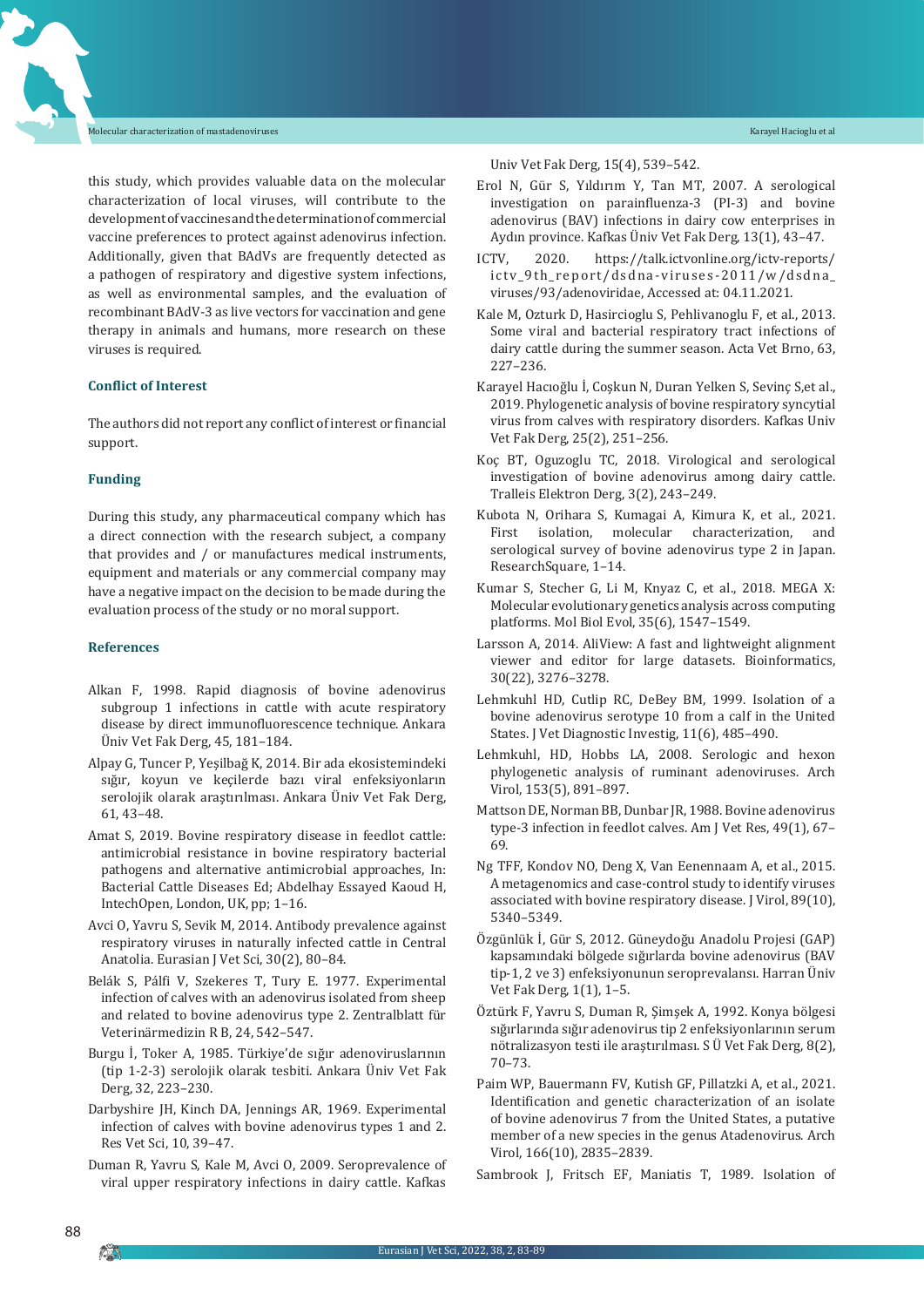this study, which provides valuable data on the molecular characterization of local viruses, will contribute to the development of vaccines and the determination of commercial vaccine preferences to protect against adenovirus infection. Additionally, given that BAdVs are frequently detected as a pathogen of respiratory and digestive system infections, as well as environmental samples, and the evaluation of recombinant BAdV-3 as live vectors for vaccination and gene therapy in animals and humans, more research on these viruses is required.

## Conflict of Interest

The authors did not report any conflict of interest or financial support.

## Funding

During this study, any pharmaceutical company which has a direct connection with the research subject, a company that provides and / or manufactures medical instruments, equipment and materials or any commercial company may have a negative impact on the decision to be made during the evaluation process of the study or no moral support.

## References

Alkan F, 1998. Rapid diagnosis of bovine adenovirus subgroup 1 infections in cattle with acute respiratory disease by direct immunofluorescence technique. Ankara Üniv Vet Fak Derg, 45, 181–184.

Alpay G, Tuncer P, Yeşilbağ K, 2014. Bir ada ekosistemindeki sığır, koyun ve keçilerde bazı viral enfeksiyonların serolojik olarak araştırılması. Ankara Üniv Vet Fak Derg, 61, 43–48.

Amat S, 2019. Bovine respiratory disease in feedlot cattle: antimicrobial resistance in bovine respiratory bacterial pathogens and alternative antimicrobial approaches, In: Bacterial Cattle Diseases Ed; Abdelhay Essayed Kaoud H, IntechOpen, London, UK, pp; 1–16.

Avci O, Yavru S, Sevik M, 2014. Antibody prevalence against respiratory viruses in naturally infected cattle in Central Anatolia. Eurasian J Vet Sci, 30(2), 80–84.

Belák S, Pálfi V, Szekeres T, Tury E. 1977. Experimental infection of calves with an adenovirus isolated from sheep and related to bovine adenovirus type 2. Zentralblatt für Veterinärmedizin R B, 24, 542–547.

Burgu İ, Toker A, 1985. Türkiye'de sığır adenoviruslarının (tip 1-2-3) serolojik olarak tesbiti. Ankara Üniv Vet Fak Derg, 32, 223–230.

Darbyshire JH, Kinch DA, Jennings AR, 1969. Experimental infection of calves with bovine adenovirus types 1 and 2. Res Vet Sci, 10, 39–47.

Duman R, Yavru S, Kale M, Avci O, 2009. Seroprevalence of viral upper respiratory infections in dairy cattle. Kafkas Univ Vet Fak Derg, 15(4), 539–542.

Erol N, Gür S, Yıldırım Y, Tan MT, 2007. A serological investigation on parainfluenza-3 (PI-3) and bovine adenovirus (BAV) infections in dairy cow enterprises in Aydın province. Kafkas Üniv Vet Fak Derg, 13(1), 43–47.

ICTV, 2020. https://talk.ictvonline.org/ictv-reports/ictv_9th_report/dsdna-viruses-2011/w/dsdna_viruses/93/adenoviridae, Accessed at: 04.11.2021.

Kale M, Ozturk D, Hasircioglu S, Pehlivanoglu F, et al., 2013. Some viral and bacterial respiratory tract infections of dairy cattle during the summer season. Acta Vet Brno, 63, 227–236.

Karayel Hacıoğlu İ, Coşkun N, Duran Yelken S, Sevinç S,et al., 2019. Phylogenetic analysis of bovine respiratory syncytial virus from calves with respiratory disorders. Kafkas Univ Vet Fak Derg, 25(2), 251–256.

Koç BT, Oguzoglu TC, 2018. Virological and serological investigation of bovine adenovirus among dairy cattle. Tralleis Elektron Derg, 3(2), 243–249.

Kubota N, Orihara S, Kumagai A, Kimura K, et al., 2021. First isolation, molecular characterization, and serological survey of bovine adenovirus type 2 in Japan. ResearchSquare, 1–14.

Kumar S, Stecher G, Li M, Knyaz C, et al., 2018. MEGA X: Molecular evolutionary genetics analysis across computing platforms. Mol Biol Evol, 35(6), 1547–1549.

Larsson A, 2014. AliView: A fast and lightweight alignment viewer and editor for large datasets. Bioinformatics, 30(22), 3276–3278.

Lehmkuhl HD, Cutlip RC, DeBey BM, 1999. Isolation of a bovine adenovirus serotype 10 from a calf in the United States. J Vet Diagnostic Investig, 11(6), 485–490.

Lehmkuhl, HD, Hobbs LA, 2008. Serologic and hexon phylogenetic analysis of ruminant adenoviruses. Arch Virol, 153(5), 891–897.

Mattson DE, Norman BB, Dunbar JR, 1988. Bovine adenovirus type-3 infection in feedlot calves. Am J Vet Res, 49(1), 67–69.

Ng TFF, Kondov NO, Deng X, Van Eenennaam A, et al., 2015. A metagenomics and case-control study to identify viruses associated with bovine respiratory disease. J Virol, 89(10), 5340–5349.

Özgünlük İ, Gür S, 2012. Güneydoğu Anadolu Projesi (GAP) kapsamındaki bölgede sığırlarda bovine adenovirus (BAV tip-1, 2 ve 3) enfeksiyonunun seroprevalansı. Harran Üniv Vet Fak Derg, 1(1), 1–5.

Öztürk F, Yavru S, Duman R, Şimşek A, 1992. Konya bölgesi sığırlarında sığır adenovirus tip 2 enfeksiyonlarının serum nötralizasyon testi ile araştırılması. S Ü Vet Fak Derg, 8(2), 70–73.

Paim WP, Bauermann FV, Kutish GF, Pillatzki A, et al., 2021. Identification and genetic characterization of an isolate of bovine adenovirus 7 from the United States, a putative member of a new species in the genus Atadenovirus. Arch Virol, 166(10), 2835–2839.

Sambrook J, Fritsch EF, Maniatis T, 1989. Isolation of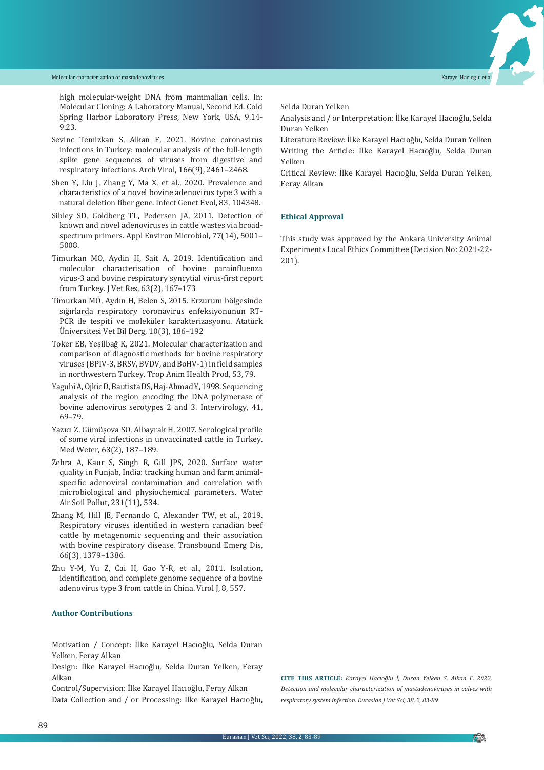high molecular-weight DNA from mammalian cells. In: Molecular Cloning: A Laboratory Manual, Second Ed. Cold Spring Harbor Laboratory Press, New York, USA, 9.14-9.23.

Sevinc Temizkan S, Alkan F, 2021. Bovine coronavirus infections in Turkey: molecular analysis of the full-length spike gene sequences of viruses from digestive and respiratory infections. Arch Virol, 166(9), 2461–2468.

Shen Y, Liu j, Zhang Y, Ma X, et al., 2020. Prevalence and characteristics of a novel bovine adenovirus type 3 with a natural deletion fiber gene. Infect Genet Evol, 83, 104348.

Sibley SD, Goldberg TL, Pedersen JA, 2011. Detection of known and novel adenoviruses in cattle wastes via broad-spectrum primers. Appl Environ Microbiol, 77(14), 5001–5008.

Timurkan MO, Aydin H, Sait A, 2019. Identification and molecular characterisation of bovine parainfluenza virus-3 and bovine respiratory syncytial virus-first report from Turkey. J Vet Res, 63(2), 167–173

Timurkan MÖ, Aydın H, Belen S, 2015. Erzurum bölgesinde sığırlarda respiratory coronavirus enfeksiyonunun RT-PCR ile tespiti ve moleküler karakterizasyonu. Atatürk Üniversitesi Vet Bil Derg, 10(3), 186–192

Toker EB, Yeşilbağ K, 2021. Molecular characterization and comparison of diagnostic methods for bovine respiratory viruses (BPIV-3, BRSV, BVDV, and BoHV-1) in field samples in northwestern Turkey. Trop Anim Health Prod, 53, 79.

Yagubi A, Ojkic D, Bautista DS, Haj-Ahmad Y, 1998. Sequencing analysis of the region encoding the DNA polymerase of bovine adenovirus serotypes 2 and 3. Intervirology, 41, 69–79.

Yazıcı Z, Gümüşova SO, Albayrak H, 2007. Serological profile of some viral infections in unvaccinated cattle in Turkey. Med Weter, 63(2), 187–189.

Zehra A, Kaur S, Singh R, Gill JPS, 2020. Surface water quality in Punjab, India: tracking human and farm animal-specific adenoviral contamination and correlation with microbiological and physiochemical parameters. Water Air Soil Pollut, 231(11), 534.

Zhang M, Hill JE, Fernando C, Alexander TW, et al., 2019. Respiratory viruses identified in western canadian beef cattle by metagenomic sequencing and their association with bovine respiratory disease. Transbound Emerg Dis, 66(3), 1379–1386.

Zhu Y-M, Yu Z, Cai H, Gao Y-R, et al., 2011. Isolation, identification, and complete genome sequence of a bovine adenovirus type 3 from cattle in China. Virol J, 8, 557.

## Author Contributions

Motivation / Concept: İlke Karayel Hacıoğlu, Selda Duran Yelken, Feray Alkan

Design: İlke Karayel Hacıoğlu, Selda Duran Yelken, Feray Alkan

Control/Supervision: İlke Karayel Hacıoğlu, Feray Alkan

Data Collection and / or Processing: İlke Karayel Hacıoğlu, Selda Duran Yelken

Analysis and / or Interpretation: İlke Karayel Hacıoğlu, Selda Duran Yelken

Literature Review: İlke Karayel Hacıoğlu, Selda Duran Yelken

Writing the Article: İlke Karayel Hacıoğlu, Selda Duran Yelken

Critical Review: İlke Karayel Hacıoğlu, Selda Duran Yelken, Feray Alkan

## Ethical Approval

This study was approved by the Ankara University Animal Experiments Local Ethics Committee (Decision No: 2021-22-201).

**CITE THIS ARTICLE:** *Karayel Hacıoğlu İ, Duran Yelken S, Alkan F, 2022. Detection and molecular characterization of mastadenoviruses in calves with respiratory system infection. Eurasian J Vet Sci, 38, 2, 83-89*